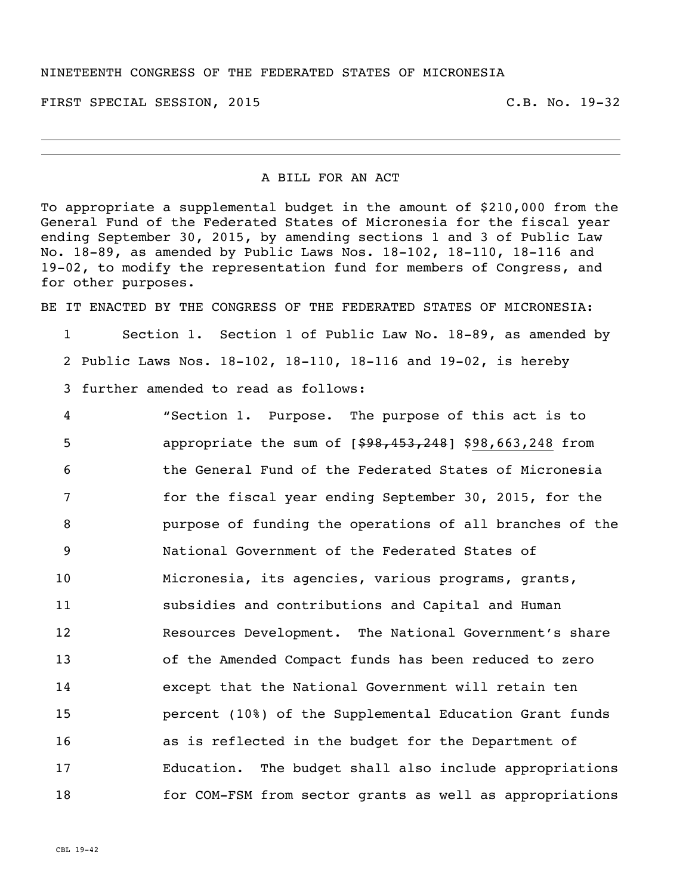NINETEENTH CONGRESS OF THE FEDERATED STATES OF MICRONESIA

FIRST SPECIAL SESSION, 2015 C.B. No. 19-32

---

A BILL FOR AN ACT

To appropriate a supplemental budget in the amount of $210,000 from the General Fund of the Federated States of Micronesia for the fiscal year ending September 30, 2015, by amending sections 1 and 3 of Public Law No. 18-89, as amended by Public Laws Nos. 18-102, 18-110, 18-116 and 19-02, to modify the representation fund for members of Congress, and for other purposes.

BE IT ENACTED BY THE CONGRESS OF THE FEDERATED STATES OF MICRONESIA:

1 Section 1. Section 1 of Public Law No. 18-89, as amended by
2 Public Laws Nos. 18-102, 18-110, 18-116 and 19-02, is hereby
3 further amended to read as follows:

4 "Section 1. Purpose. The purpose of this act is to
5 appropriate the sum of [~~$98,453,248~~] <u>$98,663,248</u> from
6 the General Fund of the Federated States of Micronesia
7 for the fiscal year ending September 30, 2015, for the
8 purpose of funding the operations of all branches of the
9 National Government of the Federated States of
10 Micronesia, its agencies, various programs, grants,
11 subsidies and contributions and Capital and Human
12 Resources Development. The National Government's share
13 of the Amended Compact funds has been reduced to zero
14 except that the National Government will retain ten
15 percent (10%) of the Supplemental Education Grant funds
16 as is reflected in the budget for the Department of
17 Education. The budget shall also include appropriations
18 for COM-FSM from sector grants as well as appropriations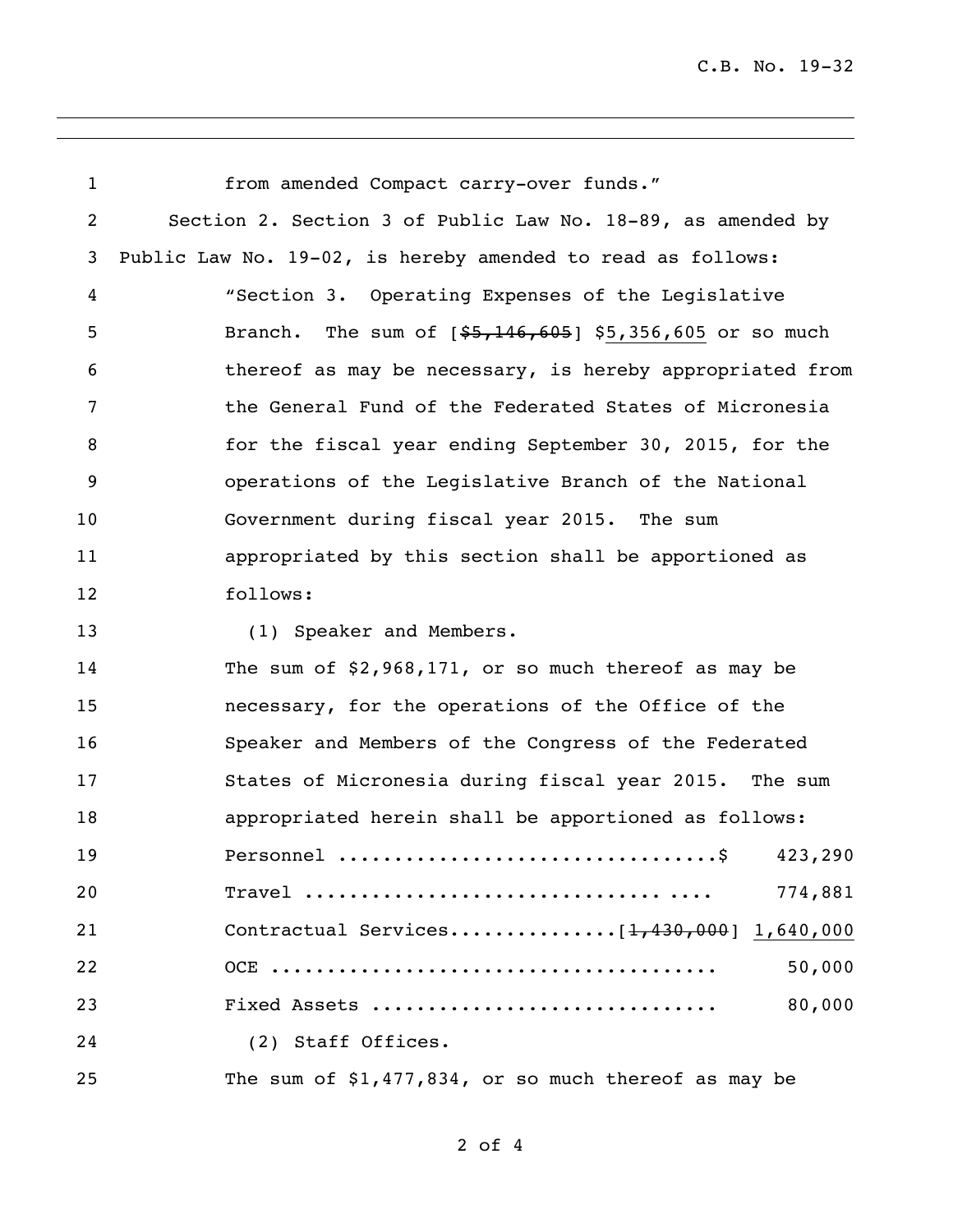from amended Compact carry-over funds."

Section 2. Section 3 of Public Law No. 18-89, as amended by Public Law No. 19-02, is hereby amended to read as follows:

"Section 3. Operating Expenses of the Legislative Branch. The sum of [~~$5,146,605~~] <u>$5,356,605</u> or so much thereof as may be necessary, is hereby appropriated from the General Fund of the Federated States of Micronesia for the fiscal year ending September 30, 2015, for the operations of the Legislative Branch of the National Government during fiscal year 2015. The sum appropriated by this section shall be apportioned as follows:

(1) Speaker and Members.

The sum of $2,968,171, or so much thereof as may be necessary, for the operations of the Office of the Speaker and Members of the Congress of the Federated States of Micronesia during fiscal year 2015. The sum appropriated herein shall be apportioned as follows:

| | |
|---|---|
| Personnel .................................$ | 423,290 |
| Travel ................................. .... | 774,881 |
| Contractual Services..............[~~1,430,000~~] | <u>1,640,000</u> |
| OCE ...................................... | 50,000 |
| Fixed Assets ............................. | 80,000 |

(2) Staff Offices.

The sum of $1,477,834, or so much thereof as may be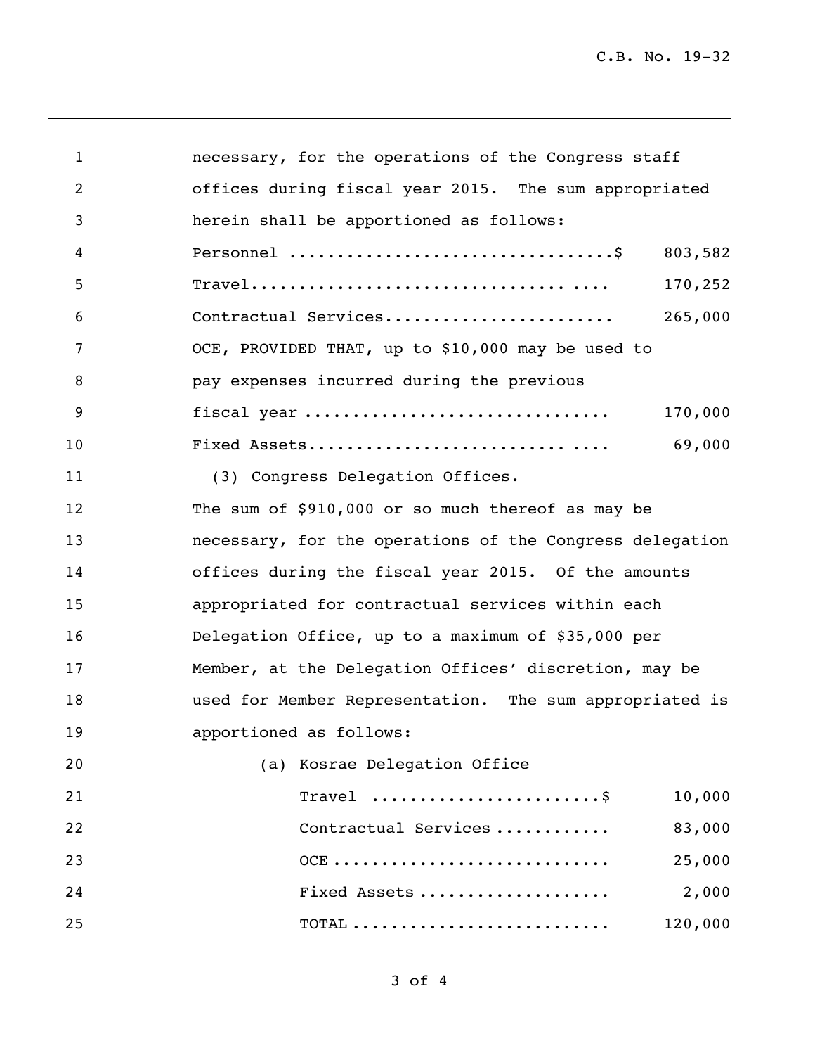necessary, for the operations of the Congress staff offices during fiscal year 2015. The sum appropriated herein shall be apportioned as follows:

| | |
|---|---|
| Personnel ..................................$ | 803,582 |
| Travel.................................. .... | 170,252 |
| Contractual Services....................... | 265,000 |
| OCE, PROVIDED THAT, up to $10,000 may be used to pay expenses incurred during the previous fiscal year .............................. | 170,000 |
| Fixed Assets........................... .... | 69,000 |

(3) Congress Delegation Offices.

The sum of $910,000 or so much thereof as may be necessary, for the operations of the Congress delegation offices during the fiscal year 2015. Of the amounts appropriated for contractual services within each Delegation Office, up to a maximum of $35,000 per Member, at the Delegation Offices' discretion, may be used for Member Representation. The sum appropriated is apportioned as follows:

(a) Kosrae Delegation Office

| | |
|---|---|
| Travel .......................$ | 10,000 |
| Contractual Services ........... | 83,000 |
| OCE ........................... | 25,000 |
| Fixed Assets .................. | 2,000 |
| TOTAL ......................... | 120,000 |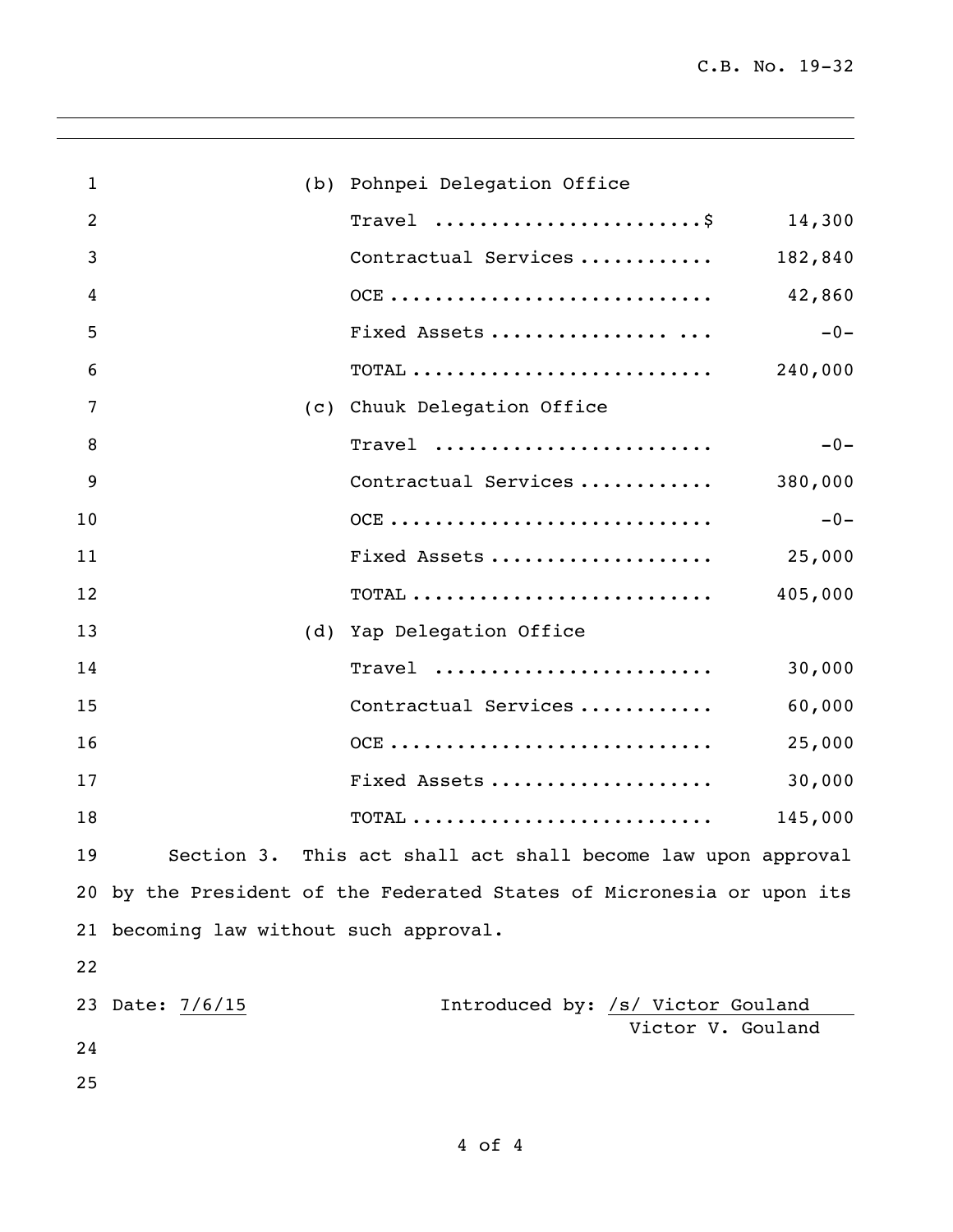(b) Pohnpei Delegation Office

| | |
|---|---|
| Travel | $ 14,300 |
| Contractual Services | 182,840 |
| OCE | 42,860 |
| Fixed Assets | -0- |
| TOTAL | 240,000 |

(c) Chuuk Delegation Office

| | |
|---|---|
| Travel | -0- |
| Contractual Services | 380,000 |
| OCE | -0- |
| Fixed Assets | 25,000 |
| TOTAL | 405,000 |

(d) Yap Delegation Office

| | |
|---|---|
| Travel | 30,000 |
| Contractual Services | 60,000 |
| OCE | 25,000 |
| Fixed Assets | 30,000 |
| TOTAL | 145,000 |

Section 3. This act shall act shall become law upon approval by the President of the Federated States of Micronesia or upon its becoming law without such approval.

Date: 7/6/15

Introduced by: /s/ Victor Gouland
Victor V. Gouland